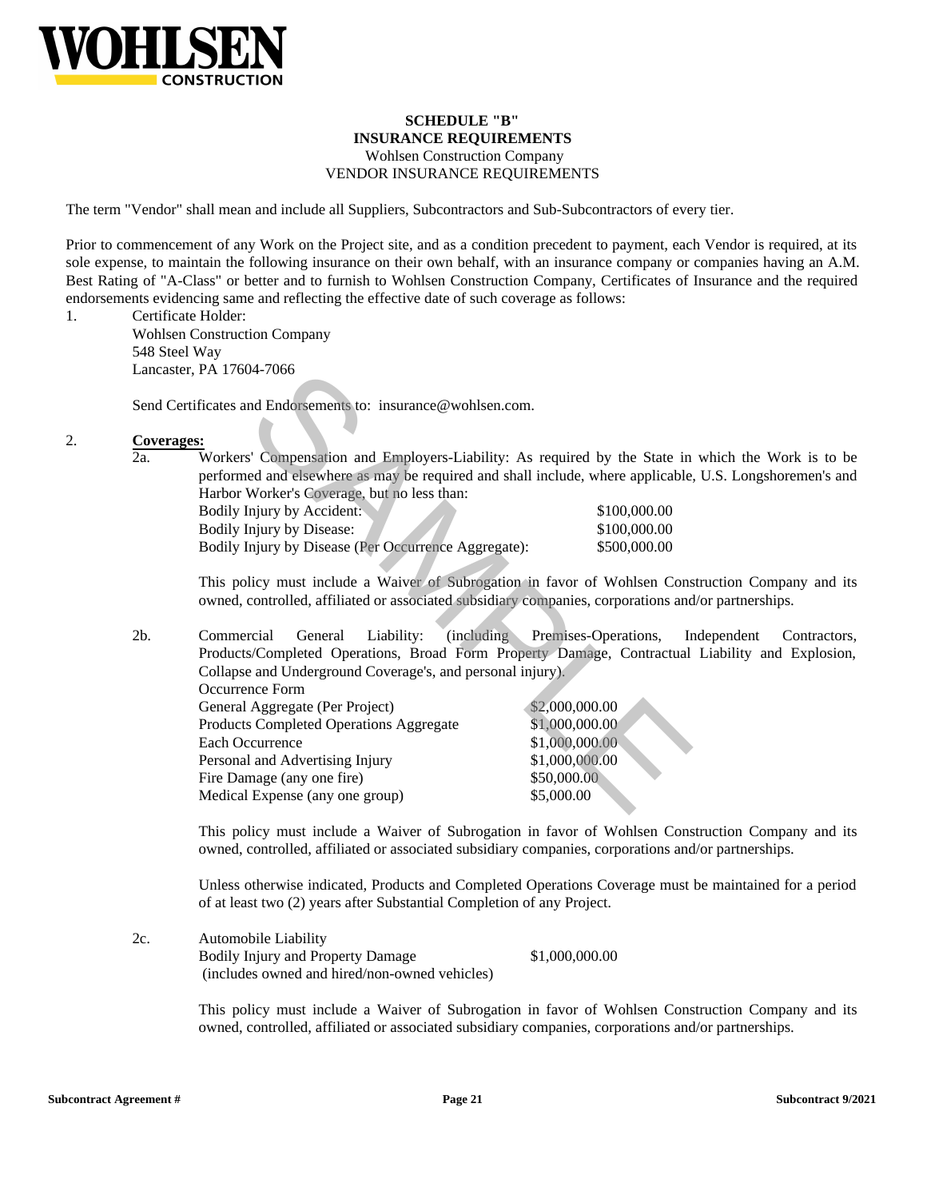**WOHLSEN CONSTRUCTION**

# SCHEDULE "B"
## INSURANCE REQUIREMENTS

Wohlsen Construction Company
VENDOR INSURANCE REQUIREMENTS

The term "Vendor" shall mean and include all Suppliers, Subcontractors and Sub-Subcontractors of every tier.

Prior to commencement of any Work on the Project site, and as a condition precedent to payment, each Vendor is required, at its sole expense, to maintain the following insurance on their own behalf, with an insurance company or companies having an A.M. Best Rating of "A-Class" or better and to furnish to Wohlsen Construction Company, Certificates of Insurance and the required endorsements evidencing same and reflecting the effective date of such coverage as follows:

1. Certificate Holder:
   Wohlsen Construction Company
   548 Steel Way
   Lancaster, PA 17604-7066

   Send Certificates and Endorsements to: insurance@wohlsen.com.

2. **Coverages:**

   2a. Workers' Compensation and Employers-Liability: As required by the State in which the Work is to be performed and elsewhere as may be required and shall include, where applicable, U.S. Longshoremen's and Harbor Worker's Coverage, but no less than:

   | | |
   |---|---|
   | Bodily Injury by Accident: | $100,000.00 |
   | Bodily Injury by Disease: | $100,000.00 |
   | Bodily Injury by Disease (Per Occurrence Aggregate): | $500,000.00 |

   This policy must include a Waiver of Subrogation in favor of Wohlsen Construction Company and its owned, controlled, affiliated or associated subsidiary companies, corporations and/or partnerships.

   2b. Commercial General Liability: (including Premises-Operations, Independent Contractors, Products/Completed Operations, Broad Form Property Damage, Contractual Liability and Explosion, Collapse and Underground Coverage's, and personal injury).
   Occurrence Form

   | | |
   |---|---|
   | General Aggregate (Per Project) | $2,000,000.00 |
   | Products Completed Operations Aggregate | $1,000,000.00 |
   | Each Occurrence | $1,000,000.00 |
   | Personal and Advertising Injury | $1,000,000.00 |
   | Fire Damage (any one fire) | $50,000.00 |
   | Medical Expense (any one group) | $5,000.00 |

   This policy must include a Waiver of Subrogation in favor of Wohlsen Construction Company and its owned, controlled, affiliated or associated subsidiary companies, corporations and/or partnerships.

   Unless otherwise indicated, Products and Completed Operations Coverage must be maintained for a period of at least two (2) years after Substantial Completion of any Project.

   2c. Automobile Liability

   | | |
   |---|---|
   | Bodily Injury and Property Damage (includes owned and hired/non-owned vehicles) | $1,000,000.00 |

   This policy must include a Waiver of Subrogation in favor of Wohlsen Construction Company and its owned, controlled, affiliated or associated subsidiary companies, corporations and/or partnerships.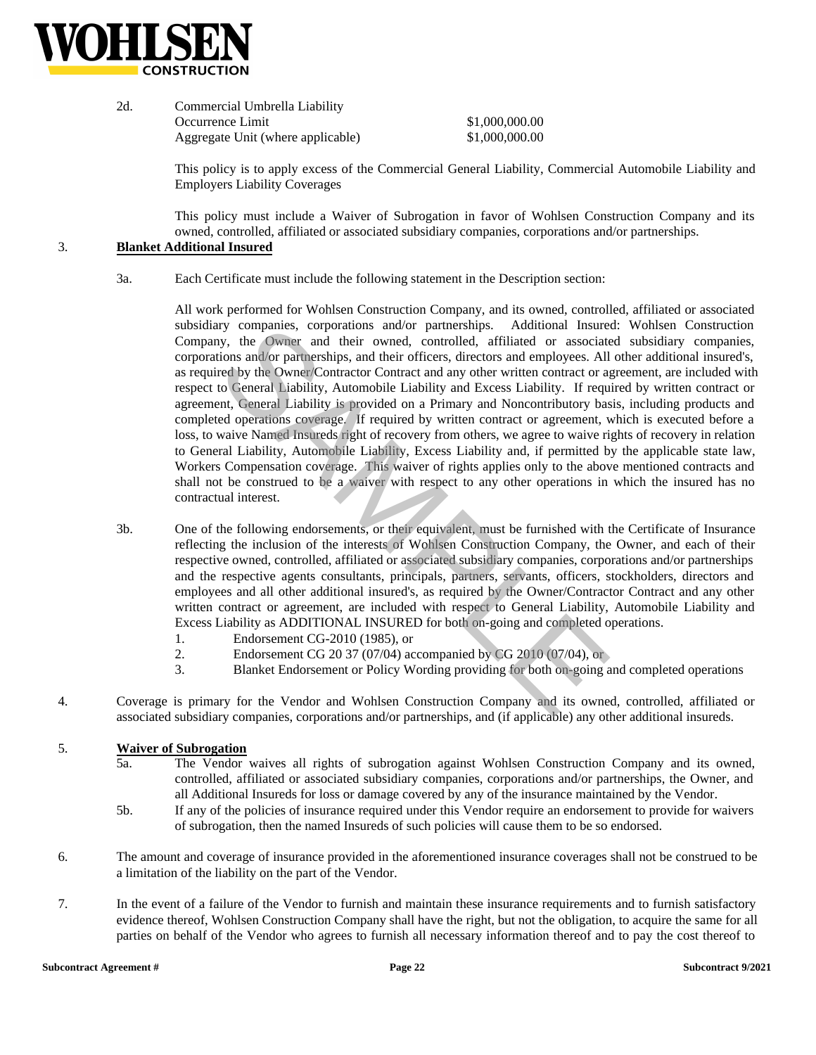2d. Commercial Umbrella Liability

| | |
|---|---|
| Occurrence Limit | $1,000,000.00 |
| Aggregate Unit (where applicable) | $1,000,000.00 |

This policy is to apply excess of the Commercial General Liability, Commercial Automobile Liability and Employers Liability Coverages

This policy must include a Waiver of Subrogation in favor of Wohlsen Construction Company and its owned, controlled, affiliated or associated subsidiary companies, corporations and/or partnerships.

3. **Blanket Additional Insured**

3a. Each Certificate must include the following statement in the Description section:

All work performed for Wohlsen Construction Company, and its owned, controlled, affiliated or associated subsidiary companies, corporations and/or partnerships. Additional Insured: Wohlsen Construction Company, the Owner and their owned, controlled, affiliated or associated subsidiary companies, corporations and/or partnerships, and their officers, directors and employees. All other additional insured's, as required by the Owner/Contractor Contract and any other written contract or agreement, are included with respect to General Liability, Automobile Liability and Excess Liability. If required by written contract or agreement, General Liability is provided on a Primary and Noncontributory basis, including products and completed operations coverage. If required by written contract or agreement, which is executed before a loss, to waive Named Insureds right of recovery from others, we agree to waive rights of recovery in relation to General Liability, Automobile Liability, Excess Liability and, if permitted by the applicable state law, Workers Compensation coverage. This waiver of rights applies only to the above mentioned contracts and shall not be construed to be a waiver with respect to any other operations in which the insured has no contractual interest.

3b. One of the following endorsements, or their equivalent, must be furnished with the Certificate of Insurance reflecting the inclusion of the interests of Wohlsen Construction Company, the Owner, and each of their respective owned, controlled, affiliated or associated subsidiary companies, corporations and/or partnerships and the respective agents consultants, principals, partners, servants, officers, stockholders, directors and employees and all other additional insured's, as required by the Owner/Contractor Contract and any other written contract or agreement, are included with respect to General Liability, Automobile Liability and Excess Liability as ADDITIONAL INSURED for both on-going and completed operations.

1. Endorsement CG-2010 (1985), or
2. Endorsement CG 20 37 (07/04) accompanied by CG 2010 (07/04), or
3. Blanket Endorsement or Policy Wording providing for both on-going and completed operations

4. Coverage is primary for the Vendor and Wohlsen Construction Company and its owned, controlled, affiliated or associated subsidiary companies, corporations and/or partnerships, and (if applicable) any other additional insureds.

5. **Waiver of Subrogation**

5a. The Vendor waives all rights of subrogation against Wohlsen Construction Company and its owned, controlled, affiliated or associated subsidiary companies, corporations and/or partnerships, the Owner, and all Additional Insureds for loss or damage covered by any of the insurance maintained by the Vendor.

5b. If any of the policies of insurance required under this Vendor require an endorsement to provide for waivers of subrogation, then the named Insureds of such policies will cause them to be so endorsed.

6. The amount and coverage of insurance provided in the aforementioned insurance coverages shall not be construed to be a limitation of the liability on the part of the Vendor.

7. In the event of a failure of the Vendor to furnish and maintain these insurance requirements and to furnish satisfactory evidence thereof, Wohlsen Construction Company shall have the right, but not the obligation, to acquire the same for all parties on behalf of the Vendor who agrees to furnish all necessary information thereof and to pay the cost thereof to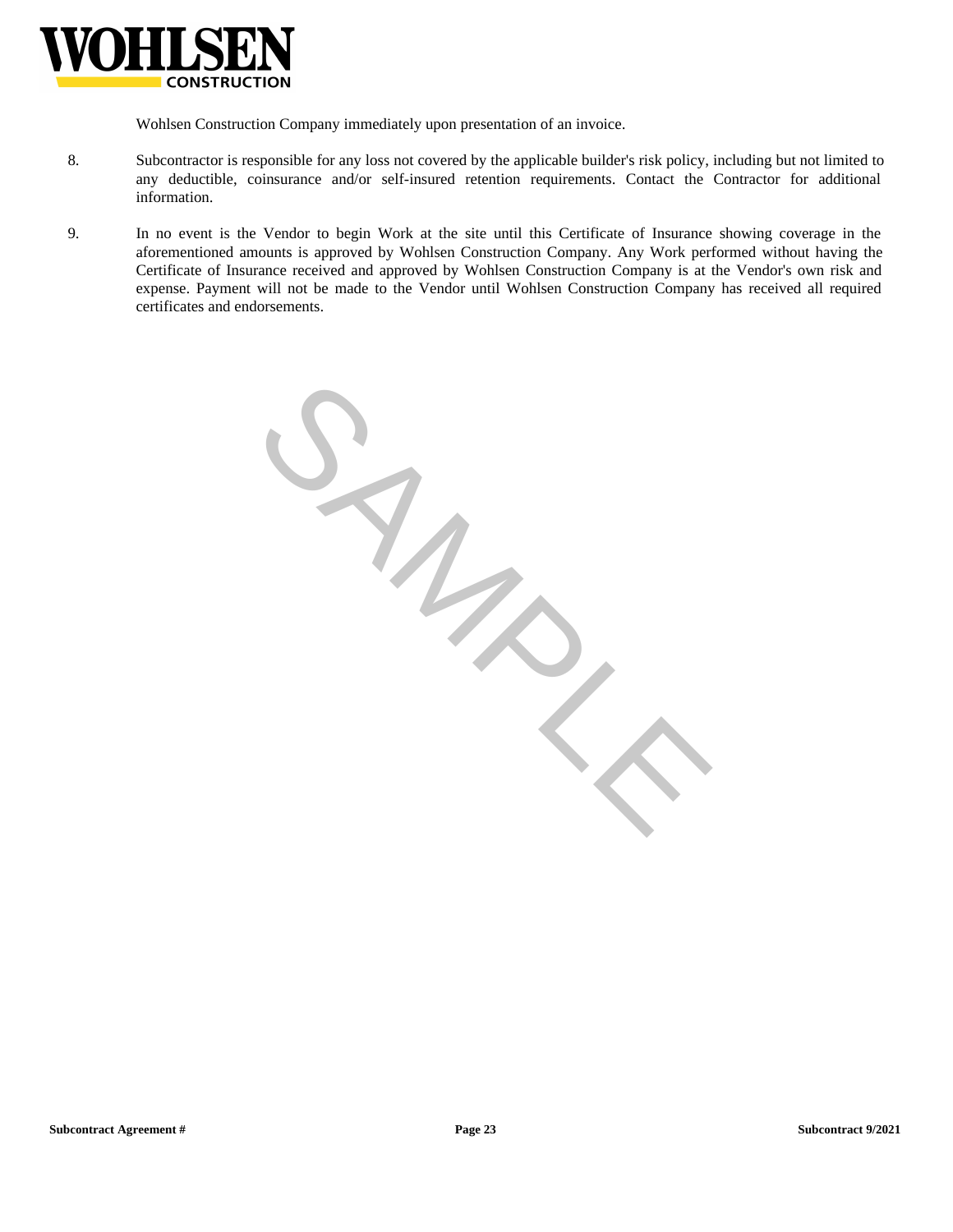Wohlsen Construction Company immediately upon presentation of an invoice.

8. Subcontractor is responsible for any loss not covered by the applicable builder's risk policy, including but not limited to any deductible, coinsurance and/or self-insured retention requirements. Contact the Contractor for additional information.

9. In no event is the Vendor to begin Work at the site until this Certificate of Insurance showing coverage in the aforementioned amounts is approved by Wohlsen Construction Company. Any Work performed without having the Certificate of Insurance received and approved by Wohlsen Construction Company is at the Vendor's own risk and expense. Payment will not be made to the Vendor until Wohlsen Construction Company has received all required certificates and endorsements.